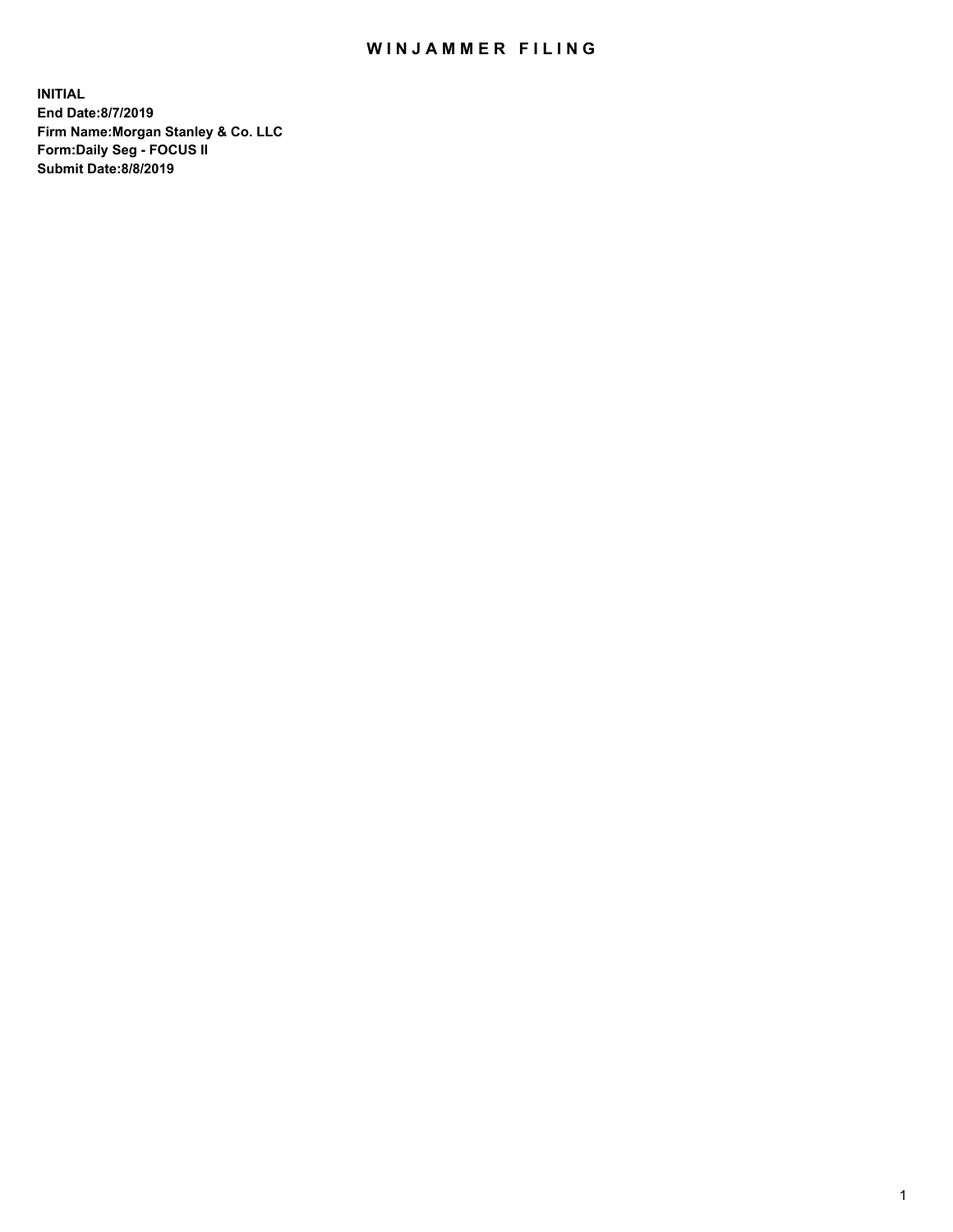# WINJAMMER FILING

**INITIAL**
**End Date:8/7/2019**
**Firm Name:Morgan Stanley & Co. LLC**
**Form:Daily Seg - FOCUS II**
**Submit Date:8/8/2019**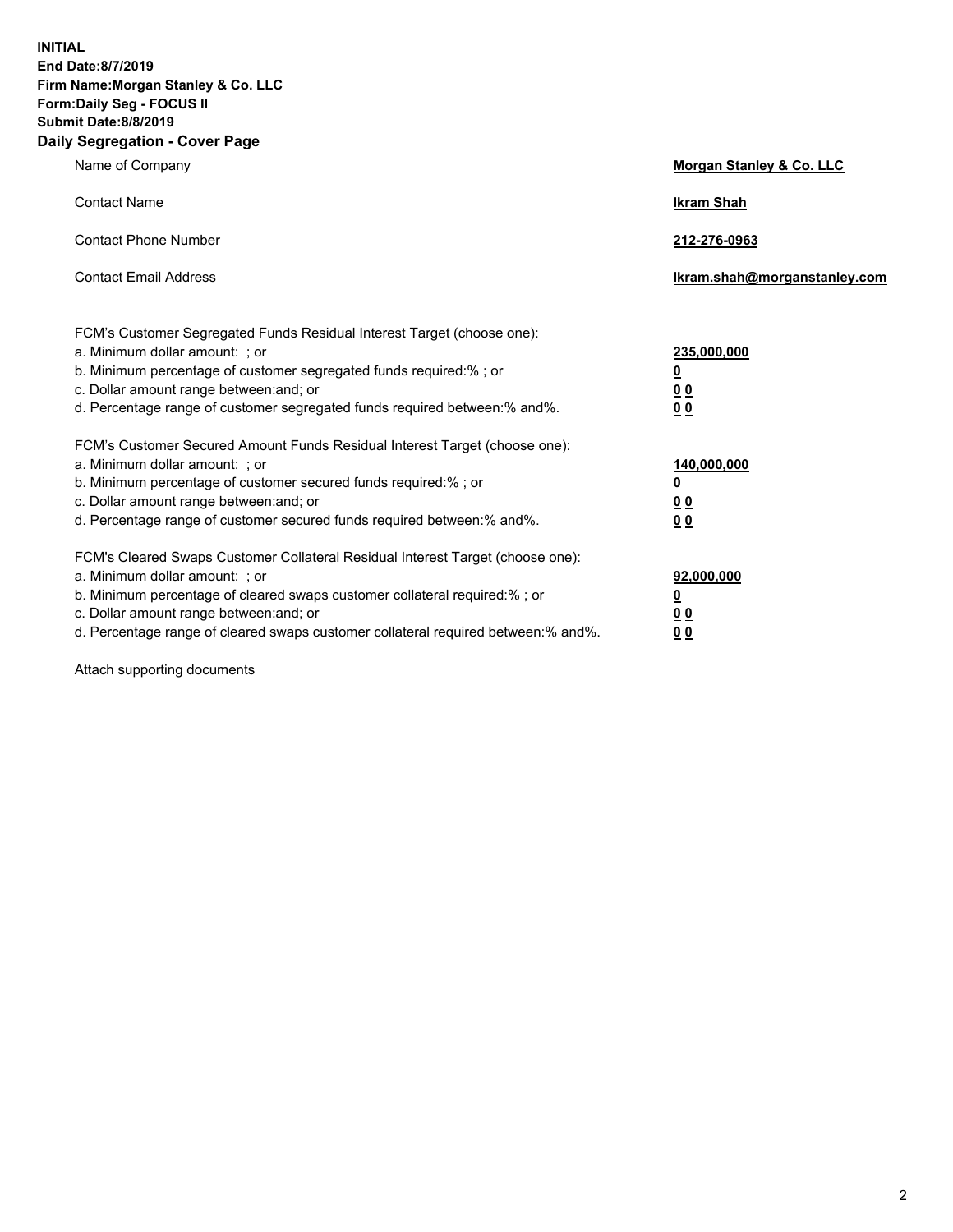**INITIAL**
**End Date:8/7/2019**
**Firm Name:Morgan Stanley & Co. LLC**
**Form:Daily Seg - FOCUS II**
**Submit Date:8/8/2019**

## Daily Segregation - Cover Page

| | |
|---|---|
| Name of Company | **Morgan Stanley & Co. LLC** |
| Contact Name | **Ikram Shah** |
| Contact Phone Number | **212-276-0963** |
| Contact Email Address | **Ikram.shah@morganstanley.com** |

| | |
|---|---|
| FCM's Customer Segregated Funds Residual Interest Target (choose one): | |
| a. Minimum dollar amount: ; or | **235,000,000** |
| b. Minimum percentage of customer segregated funds required:% ; or | **0** |
| c. Dollar amount range between:and; or | **0 0** |
| d. Percentage range of customer segregated funds required between:% and%. | **0 0** |
| FCM's Customer Secured Amount Funds Residual Interest Target (choose one): | |
| a. Minimum dollar amount: ; or | **140,000,000** |
| b. Minimum percentage of customer secured funds required:% ; or | **0** |
| c. Dollar amount range between:and; or | **0 0** |
| d. Percentage range of customer secured funds required between:% and%. | **0 0** |
| FCM's Cleared Swaps Customer Collateral Residual Interest Target (choose one): | |
| a. Minimum dollar amount: ; or | **92,000,000** |
| b. Minimum percentage of cleared swaps customer collateral required:% ; or | **0** |
| c. Dollar amount range between:and; or | **0 0** |
| d. Percentage range of cleared swaps customer collateral required between:% and%. | **0 0** |

Attach supporting documents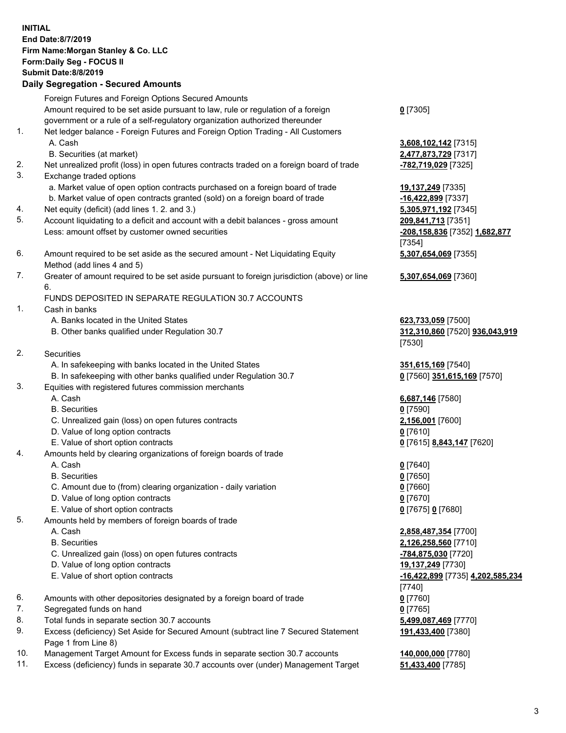**INITIAL**
**End Date:8/7/2019**
**Firm Name:Morgan Stanley & Co. LLC**
**Form:Daily Seg - FOCUS II**
**Submit Date:8/8/2019**

## Daily Segregation - Secured Amounts

| | | |
|---|---|---|
| | Foreign Futures and Foreign Options Secured Amounts | |
| | Amount required to be set aside pursuant to law, rule or regulation of a foreign government or a rule of a self-regulatory organization authorized thereunder | **0** [7305] |
| 1. | Net ledger balance - Foreign Futures and Foreign Option Trading - All Customers | |
| | A. Cash | **3,608,102,142** [7315] |
| | B. Securities (at market) | **2,477,873,729** [7317] |
| 2. | Net unrealized profit (loss) in open futures contracts traded on a foreign board of trade | **-782,719,029** [7325] |
| 3. | Exchange traded options | |
| | a. Market value of open option contracts purchased on a foreign board of trade | **19,137,249** [7335] |
| | b. Market value of open contracts granted (sold) on a foreign board of trade | **-16,422,899** [7337] |
| 4. | Net equity (deficit) (add lines 1. 2. and 3.) | **5,305,971,192** [7345] |
| 5. | Account liquidating to a deficit and account with a debit balances - gross amount | **209,841,713** [7351] |
| | Less: amount offset by customer owned securities | **-208,158,836** [7352] **1,682,877** [7354] |
| 6. | Amount required to be set aside as the secured amount - Net Liquidating Equity Method (add lines 4 and 5) | **5,307,654,069** [7355] |
| 7. | Greater of amount required to be set aside pursuant to foreign jurisdiction (above) or line 6. | **5,307,654,069** [7360] |
| | FUNDS DEPOSITED IN SEPARATE REGULATION 30.7 ACCOUNTS | |
| 1. | Cash in banks | |
| | A. Banks located in the United States | **623,733,059** [7500] |
| | B. Other banks qualified under Regulation 30.7 | **312,310,860** [7520] **936,043,919** [7530] |
| 2. | Securities | |
| | A. In safekeeping with banks located in the United States | **351,615,169** [7540] |
| | B. In safekeeping with other banks qualified under Regulation 30.7 | **0** [7560] **351,615,169** [7570] |
| 3. | Equities with registered futures commission merchants | |
| | A. Cash | **6,687,146** [7580] |
| | B. Securities | **0** [7590] |
| | C. Unrealized gain (loss) on open futures contracts | **2,156,001** [7600] |
| | D. Value of long option contracts | **0** [7610] |
| | E. Value of short option contracts | **0** [7615] **8,843,147** [7620] |
| 4. | Amounts held by clearing organizations of foreign boards of trade | |
| | A. Cash | **0** [7640] |
| | B. Securities | **0** [7650] |
| | C. Amount due to (from) clearing organization - daily variation | **0** [7660] |
| | D. Value of long option contracts | **0** [7670] |
| | E. Value of short option contracts | **0** [7675] **0** [7680] |
| 5. | Amounts held by members of foreign boards of trade | |
| | A. Cash | **2,858,487,354** [7700] |
| | B. Securities | **2,126,258,560** [7710] |
| | C. Unrealized gain (loss) on open futures contracts | **-784,875,030** [7720] |
| | D. Value of long option contracts | **19,137,249** [7730] |
| | E. Value of short option contracts | **-16,422,899** [7735] **4,202,585,234** [7740] |
| 6. | Amounts with other depositories designated by a foreign board of trade | **0** [7760] |
| 7. | Segregated funds on hand | **0** [7765] |
| 8. | Total funds in separate section 30.7 accounts | **5,499,087,469** [7770] |
| 9. | Excess (deficiency) Set Aside for Secured Amount (subtract line 7 Secured Statement Page 1 from Line 8) | **191,433,400** [7380] |
| 10. | Management Target Amount for Excess funds in separate section 30.7 accounts | **140,000,000** [7780] |
| 11. | Excess (deficiency) funds in separate 30.7 accounts over (under) Management Target | **51,433,400** [7785] |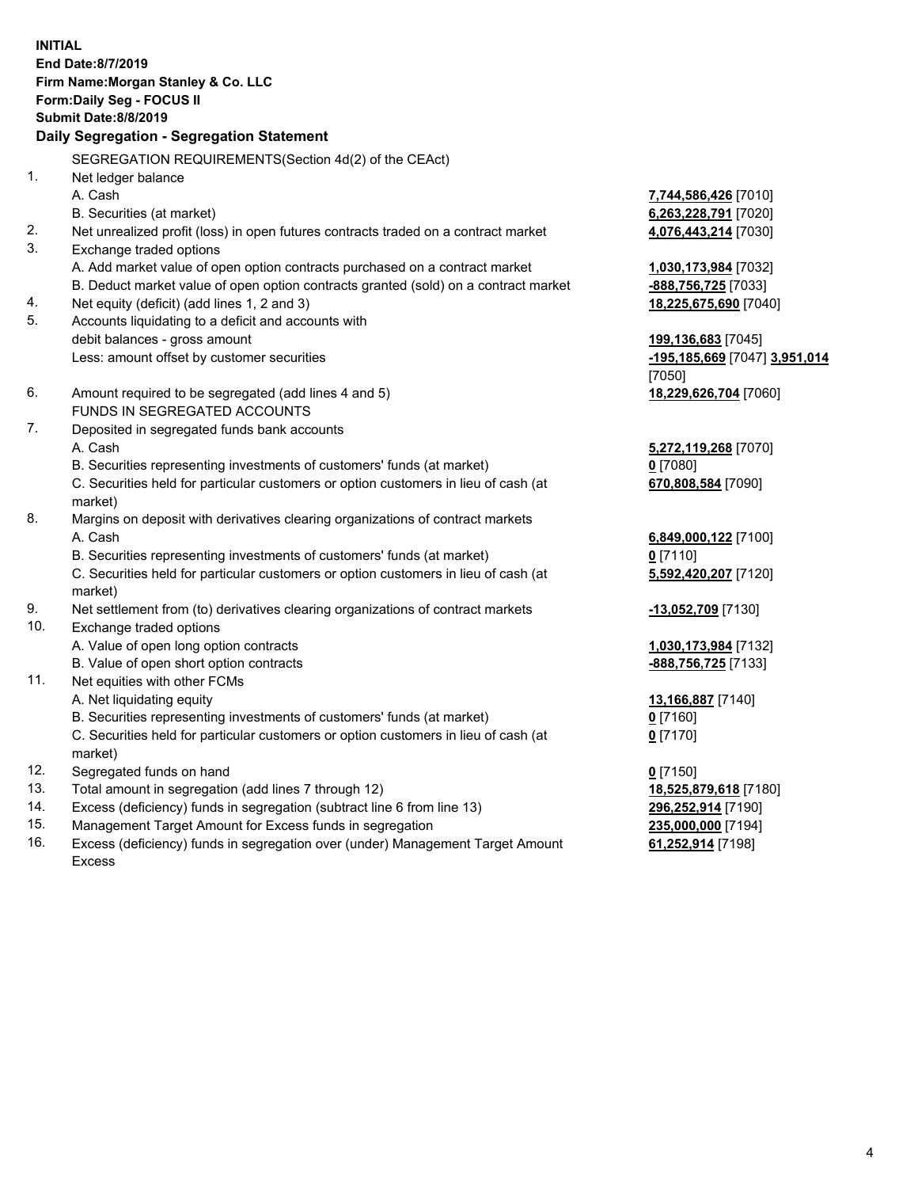**INITIAL**
**End Date:8/7/2019**
**Firm Name:Morgan Stanley & Co. LLC**
**Form:Daily Seg - FOCUS II**
**Submit Date:8/8/2019**

## Daily Segregation - Segregation Statement

SEGREGATION REQUIREMENTS(Section 4d(2) of the CEAct)

| | | |
|---|---|---|
| 1. | Net ledger balance | |
| | A. Cash | **7,744,586,426** [7010] |
| | B. Securities (at market) | **6,263,228,791** [7020] |
| 2. | Net unrealized profit (loss) in open futures contracts traded on a contract market | **4,076,443,214** [7030] |
| 3. | Exchange traded options | |
| | A. Add market value of open option contracts purchased on a contract market | **1,030,173,984** [7032] |
| | B. Deduct market value of open option contracts granted (sold) on a contract market | **-888,756,725** [7033] |
| 4. | Net equity (deficit) (add lines 1, 2 and 3) | **18,225,675,690** [7040] |
| 5. | Accounts liquidating to a deficit and accounts with debit balances - gross amount | **199,136,683** [7045] |
| | Less: amount offset by customer securities | **-195,185,669** [7047] **3,951,014** [7050] |
| 6. | Amount required to be segregated (add lines 4 and 5) | **18,229,626,704** [7060] |
| | FUNDS IN SEGREGATED ACCOUNTS | |
| 7. | Deposited in segregated funds bank accounts | |
| | A. Cash | **5,272,119,268** [7070] |
| | B. Securities representing investments of customers' funds (at market) | **0** [7080] |
| | C. Securities held for particular customers or option customers in lieu of cash (at market) | **670,808,584** [7090] |
| 8. | Margins on deposit with derivatives clearing organizations of contract markets | |
| | A. Cash | **6,849,000,122** [7100] |
| | B. Securities representing investments of customers' funds (at market) | **0** [7110] |
| | C. Securities held for particular customers or option customers in lieu of cash (at market) | **5,592,420,207** [7120] |
| 9. | Net settlement from (to) derivatives clearing organizations of contract markets | **-13,052,709** [7130] |
| 10. | Exchange traded options | |
| | A. Value of open long option contracts | **1,030,173,984** [7132] |
| | B. Value of open short option contracts | **-888,756,725** [7133] |
| 11. | Net equities with other FCMs | |
| | A. Net liquidating equity | **13,166,887** [7140] |
| | B. Securities representing investments of customers' funds (at market) | **0** [7160] |
| | C. Securities held for particular customers or option customers in lieu of cash (at market) | **0** [7170] |
| 12. | Segregated funds on hand | **0** [7150] |
| 13. | Total amount in segregation (add lines 7 through 12) | **18,525,879,618** [7180] |
| 14. | Excess (deficiency) funds in segregation (subtract line 6 from line 13) | **296,252,914** [7190] |
| 15. | Management Target Amount for Excess funds in segregation | **235,000,000** [7194] |
| 16. | Excess (deficiency) funds in segregation over (under) Management Target Amount Excess | **61,252,914** [7198] |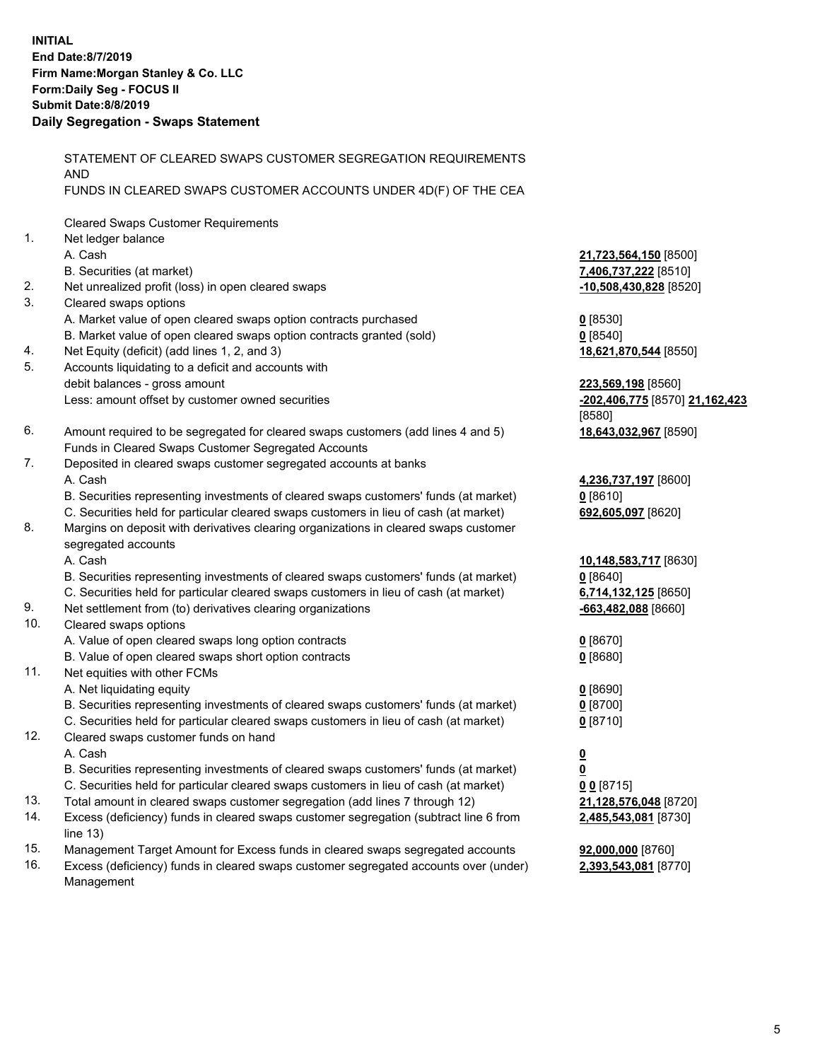**INITIAL**
**End Date:8/7/2019**
**Firm Name:Morgan Stanley & Co. LLC**
**Form:Daily Seg - FOCUS II**
**Submit Date:8/8/2019**
**Daily Segregation - Swaps Statement**

STATEMENT OF CLEARED SWAPS CUSTOMER SEGREGATION REQUIREMENTS AND FUNDS IN CLEARED SWAPS CUSTOMER ACCOUNTS UNDER 4D(F) OF THE CEA

| | | |
|---|---|---|
| | Cleared Swaps Customer Requirements | |
| 1. | Net ledger balance | |
| | A. Cash | **21,723,564,150** [8500] |
| | B. Securities (at market) | **7,406,737,222** [8510] |
| 2. | Net unrealized profit (loss) in open cleared swaps | **-10,508,430,828** [8520] |
| 3. | Cleared swaps options | |
| | A. Market value of open cleared swaps option contracts purchased | **0** [8530] |
| | B. Market value of open cleared swaps option contracts granted (sold) | **0** [8540] |
| 4. | Net Equity (deficit) (add lines 1, 2, and 3) | **18,621,870,544** [8550] |
| 5. | Accounts liquidating to a deficit and accounts with debit balances - gross amount | **223,569,198** [8560] |
| | Less: amount offset by customer owned securities | **-202,406,775** [8570] **21,162,423** [8580] |
| 6. | Amount required to be segregated for cleared swaps customers (add lines 4 and 5) | **18,643,032,967** [8590] |
| | Funds in Cleared Swaps Customer Segregated Accounts | |
| 7. | Deposited in cleared swaps customer segregated accounts at banks | |
| | A. Cash | **4,236,737,197** [8600] |
| | B. Securities representing investments of cleared swaps customers' funds (at market) | **0** [8610] |
| | C. Securities held for particular cleared swaps customers in lieu of cash (at market) | **692,605,097** [8620] |
| 8. | Margins on deposit with derivatives clearing organizations in cleared swaps customer segregated accounts | |
| | A. Cash | **10,148,583,717** [8630] |
| | B. Securities representing investments of cleared swaps customers' funds (at market) | **0** [8640] |
| | C. Securities held for particular cleared swaps customers in lieu of cash (at market) | **6,714,132,125** [8650] |
| 9. | Net settlement from (to) derivatives clearing organizations | **-663,482,088** [8660] |
| 10. | Cleared swaps options | |
| | A. Value of open cleared swaps long option contracts | **0** [8670] |
| | B. Value of open cleared swaps short option contracts | **0** [8680] |
| 11. | Net equities with other FCMs | |
| | A. Net liquidating equity | **0** [8690] |
| | B. Securities representing investments of cleared swaps customers' funds (at market) | **0** [8700] |
| | C. Securities held for particular cleared swaps customers in lieu of cash (at market) | **0** [8710] |
| 12. | Cleared swaps customer funds on hand | |
| | A. Cash | **0** |
| | B. Securities representing investments of cleared swaps customers' funds (at market) | **0** |
| | C. Securities held for particular cleared swaps customers in lieu of cash (at market) | **0** **0** [8715] |
| 13. | Total amount in cleared swaps customer segregation (add lines 7 through 12) | **21,128,576,048** [8720] |
| 14. | Excess (deficiency) funds in cleared swaps customer segregation (subtract line 6 from line 13) | **2,485,543,081** [8730] |
| 15. | Management Target Amount for Excess funds in cleared swaps segregated accounts | **92,000,000** [8760] |
| 16. | Excess (deficiency) funds in cleared swaps customer segregated accounts over (under) Management | **2,393,543,081** [8770] |